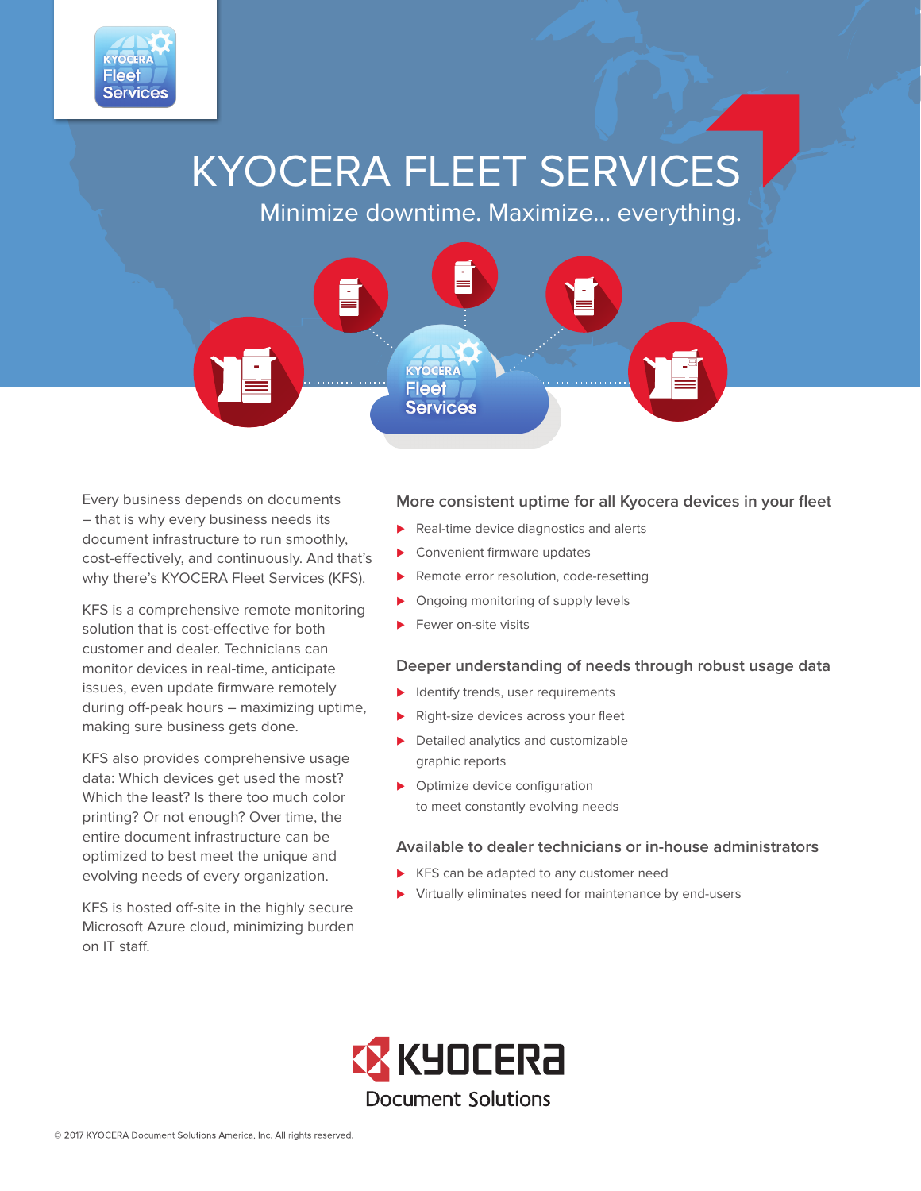# KYOCERA FLEET SERVICES

Minimize downtime. Maximize... everything.

Every business depends on documents – that is why every business needs its document infrastructure to run smoothly, cost-effectively, and continuously. And that's why there's KYOCERA Fleet Services (KFS).

KFS is a comprehensive remote monitoring solution that is cost-effective for both customer and dealer. Technicians can monitor devices in real-time, anticipate issues, even update firmware remotely during off-peak hours – maximizing uptime, making sure business gets done.

KFS also provides comprehensive usage data: Which devices get used the most? Which the least? Is there too much color printing? Or not enough? Over time, the entire document infrastructure can be optimized to best meet the unique and evolving needs of every organization.

KFS is hosted off-site in the highly secure Microsoft Azure cloud, minimizing burden on IT staff.

### More consistent uptime for all Kyocera devices in your fleet

- Real-time device diagnostics and alerts
- Convenient firmware updates
- Remote error resolution, code-resetting
- Ongoing monitoring of supply levels
- Fewer on-site visits

### Deeper understanding of needs through robust usage data

- Identify trends, user requirements
- Right-size devices across your fleet
- Detailed analytics and customizable graphic reports
- Optimize device configuration to meet constantly evolving needs

### Available to dealer technicians or in-house administrators

- KFS can be adapted to any customer need
- Virtually eliminates need for maintenance by end-users

KYOCERA Document Solutions

© 2017 KYOCERA Document Solutions America, Inc. All rights reserved.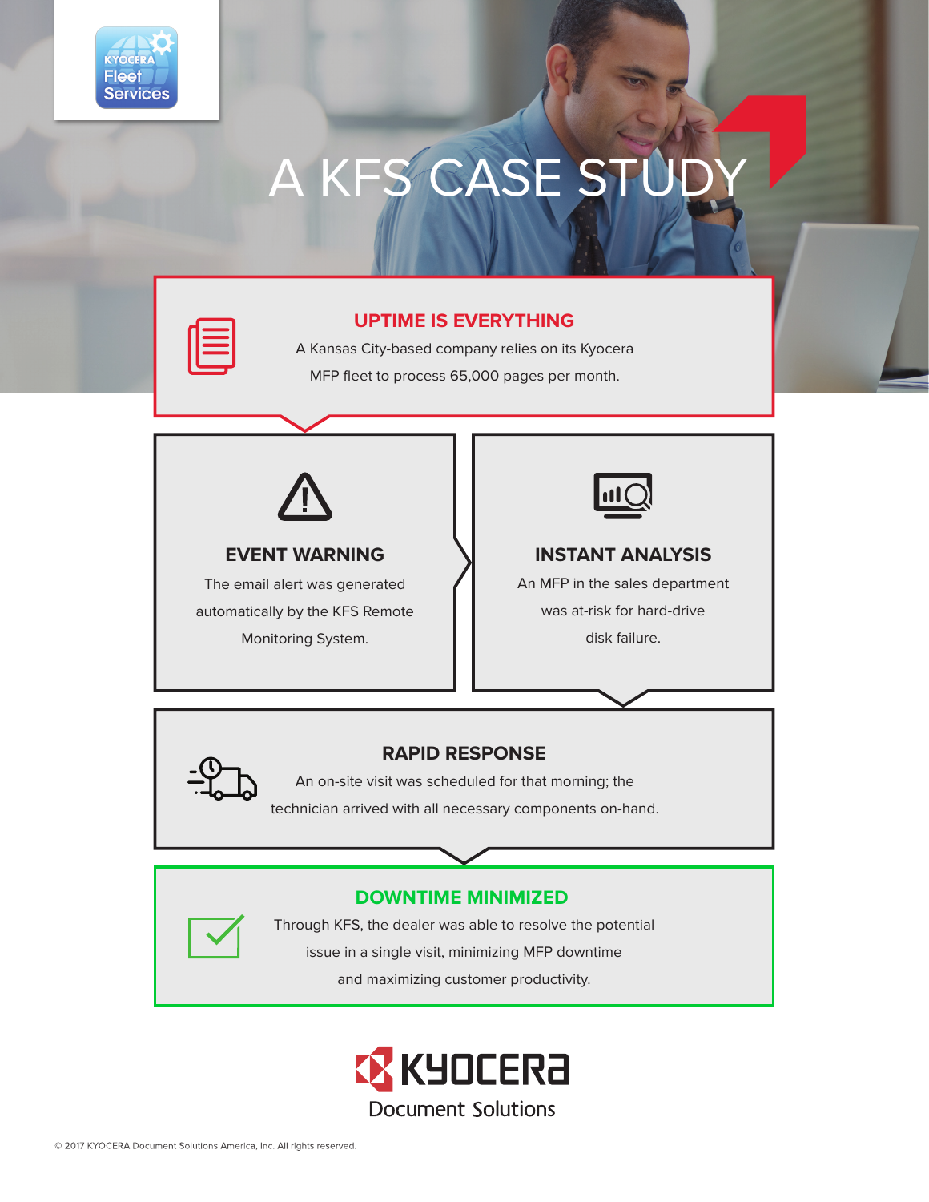KYOCERA Fleet Services

# A KFS CASE STUDY

## UPTIME IS EVERYTHING

A Kansas City-based company relies on its Kyocera MFP fleet to process 65,000 pages per month.

## EVENT WARNING

The email alert was generated automatically by the KFS Remote Monitoring System.

## INSTANT ANALYSIS

An MFP in the sales department was at-risk for hard-drive disk failure.

## RAPID RESPONSE

An on-site visit was scheduled for that morning; the technician arrived with all necessary components on-hand.

## DOWNTIME MINIMIZED

Through KFS, the dealer was able to resolve the potential issue in a single visit, minimizing MFP downtime and maximizing customer productivity.

KYOCERA Document Solutions

© 2017 KYOCERA Document Solutions America, Inc. All rights reserved.